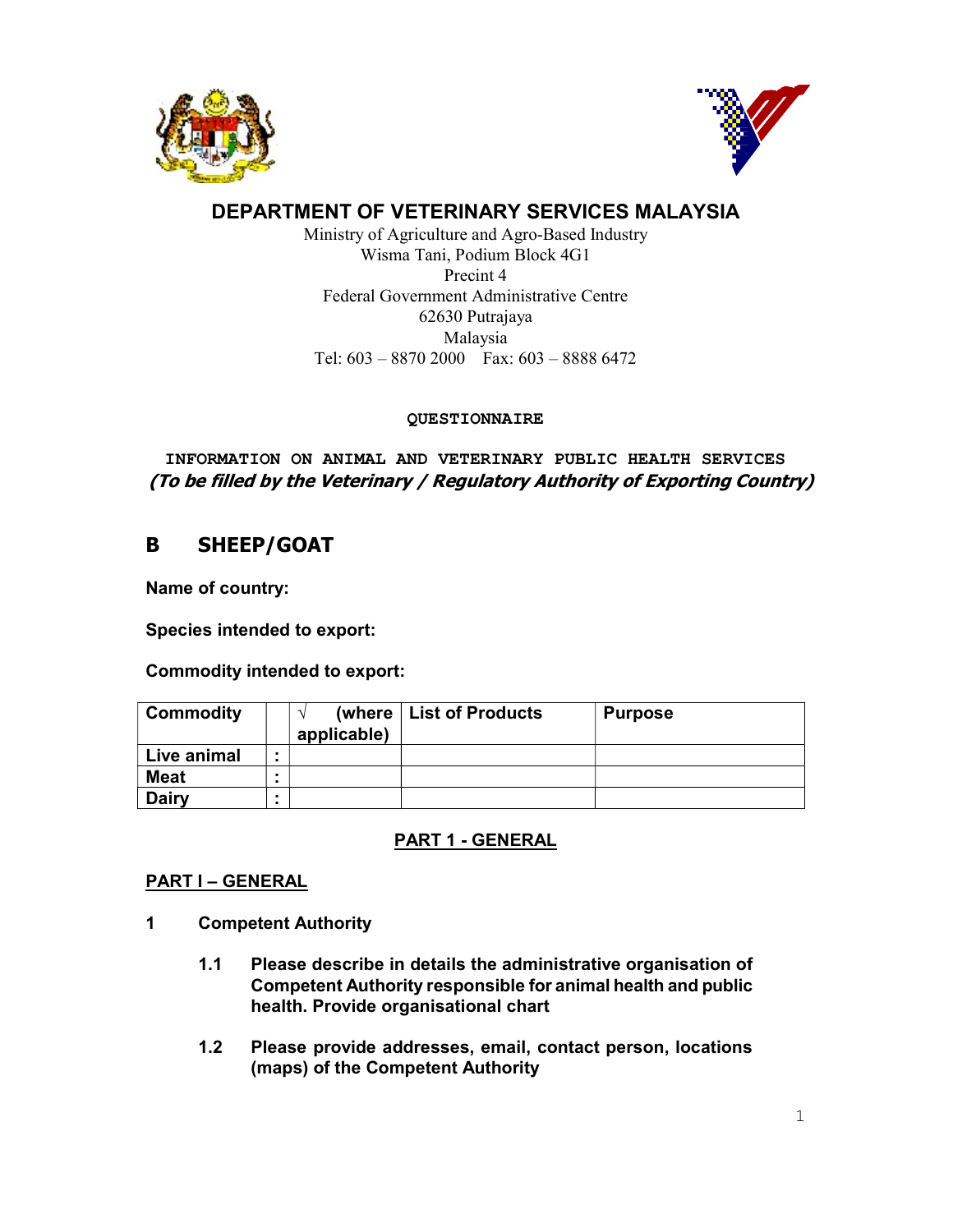# DEPARTMENT OF VETERINARY SERVICES MALAYSIA

Ministry of Agriculture and Agro-Based Industry
Wisma Tani, Podium Block 4G1
Precint 4
Federal Government Administrative Centre
62630 Putrajaya
Malaysia
Tel: 603 – 8870 2000 Fax: 603 – 8888 6472

**QUESTIONNAIRE**

**INFORMATION ON ANIMAL AND VETERINARY PUBLIC HEALTH SERVICES**
***(To be filled by the Veterinary / Regulatory Authority of Exporting Country)***

## B SHEEP/GOAT

**Name of country:**

**Species intended to export:**

**Commodity intended to export:**

| Commodity | | √ (where applicable) | List of Products | Purpose |
|---|---|---|---|---|
| Live animal | : | | | |
| Meat | : | | | |
| Dairy | : | | | |

**PART 1 - GENERAL**

**PART I – GENERAL**

**1 Competent Authority**

**1.1 Please describe in details the administrative organisation of Competent Authority responsible for animal health and public health. Provide organisational chart**

**1.2 Please provide addresses, email, contact person, locations (maps) of the Competent Authority**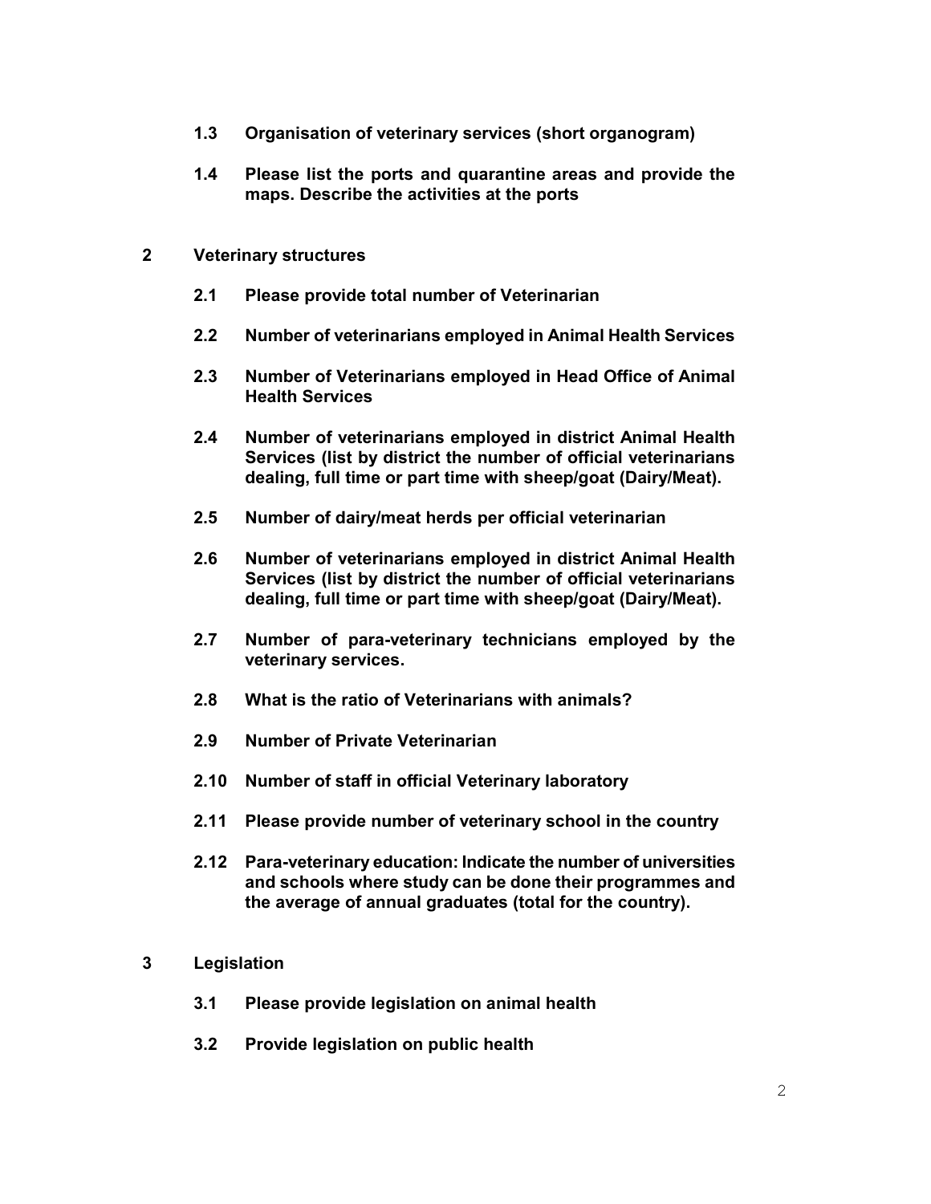**1.3 Organisation of veterinary services (short organogram)**

**1.4 Please list the ports and quarantine areas and provide the maps. Describe the activities at the ports**

## 2 Veterinary structures

**2.1 Please provide total number of Veterinarian**

**2.2 Number of veterinarians employed in Animal Health Services**

**2.3 Number of Veterinarians employed in Head Office of Animal Health Services**

**2.4 Number of veterinarians employed in district Animal Health Services (list by district the number of official veterinarians dealing, full time or part time with sheep/goat (Dairy/Meat).**

**2.5 Number of dairy/meat herds per official veterinarian**

**2.6 Number of veterinarians employed in district Animal Health Services (list by district the number of official veterinarians dealing, full time or part time with sheep/goat (Dairy/Meat).**

**2.7 Number of para-veterinary technicians employed by the veterinary services.**

**2.8 What is the ratio of Veterinarians with animals?**

**2.9 Number of Private Veterinarian**

**2.10 Number of staff in official Veterinary laboratory**

**2.11 Please provide number of veterinary school in the country**

**2.12 Para-veterinary education: Indicate the number of universities and schools where study can be done their programmes and the average of annual graduates (total for the country).**

## 3 Legislation

**3.1 Please provide legislation on animal health**

**3.2 Provide legislation on public health**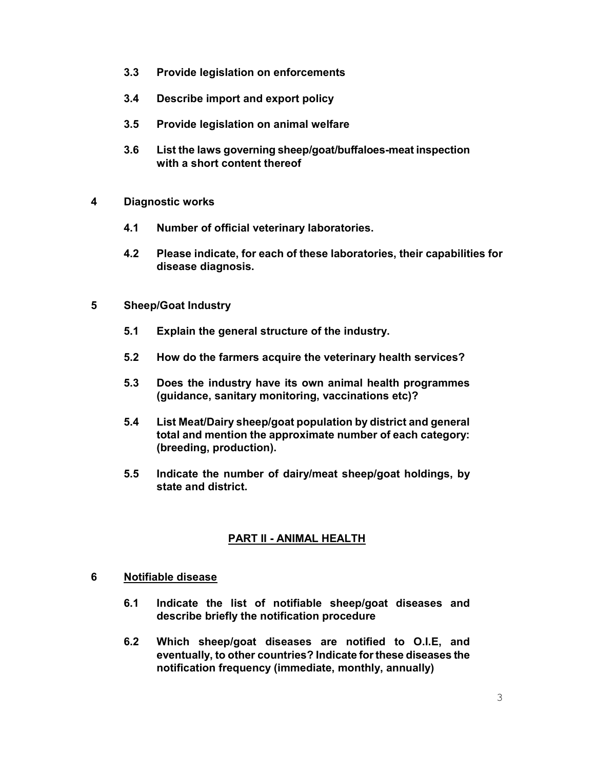**3.3 Provide legislation on enforcements**

**3.4 Describe import and export policy**

**3.5 Provide legislation on animal welfare**

**3.6 List the laws governing sheep/goat/buffaloes-meat inspection with a short content thereof**

**4 Diagnostic works**

**4.1 Number of official veterinary laboratories.**

**4.2 Please indicate, for each of these laboratories, their capabilities for disease diagnosis.**

**5 Sheep/Goat Industry**

**5.1 Explain the general structure of the industry.**

**5.2 How do the farmers acquire the veterinary health services?**

**5.3 Does the industry have its own animal health programmes (guidance, sanitary monitoring, vaccinations etc)?**

**5.4 List Meat/Dairy sheep/goat population by district and general total and mention the approximate number of each category: (breeding, production).**

**5.5 Indicate the number of dairy/meat sheep/goat holdings, by state and district.**

## PART II - ANIMAL HEALTH

**6 Notifiable disease**

**6.1 Indicate the list of notifiable sheep/goat diseases and describe briefly the notification procedure**

**6.2 Which sheep/goat diseases are notified to O.I.E, and eventually, to other countries? Indicate for these diseases the notification frequency (immediate, monthly, annually)**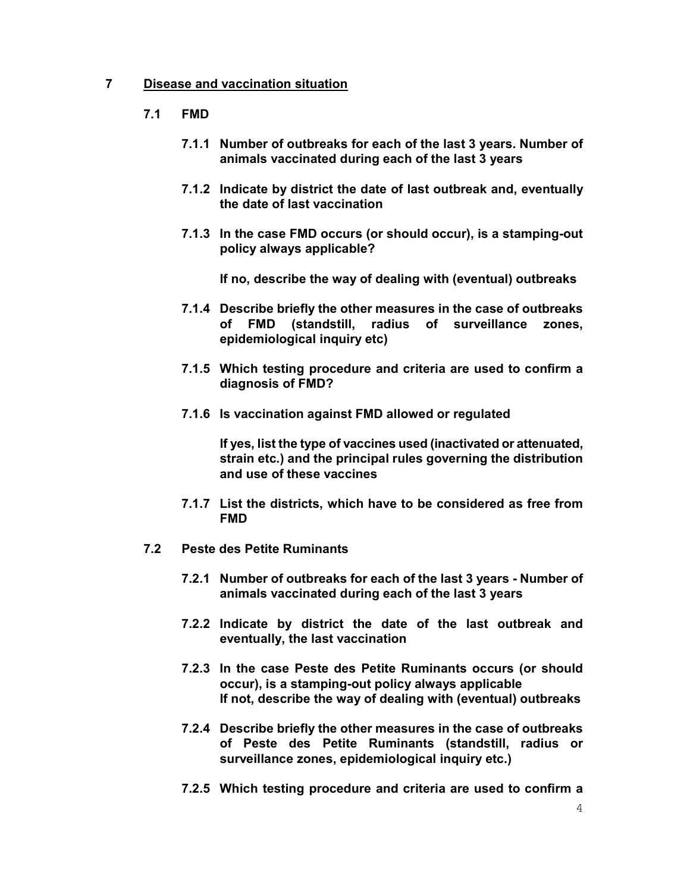## 7 Disease and vaccination situation

### 7.1 FMD

**7.1.1 Number of outbreaks for each of the last 3 years. Number of animals vaccinated during each of the last 3 years**

**7.1.2 Indicate by district the date of last outbreak and, eventually the date of last vaccination**

**7.1.3 In the case FMD occurs (or should occur), is a stamping-out policy always applicable?**

**If no, describe the way of dealing with (eventual) outbreaks**

**7.1.4 Describe briefly the other measures in the case of outbreaks of FMD (standstill, radius of surveillance zones, epidemiological inquiry etc)**

**7.1.5 Which testing procedure and criteria are used to confirm a diagnosis of FMD?**

**7.1.6 Is vaccination against FMD allowed or regulated**

**If yes, list the type of vaccines used (inactivated or attenuated, strain etc.) and the principal rules governing the distribution and use of these vaccines**

**7.1.7 List the districts, which have to be considered as free from FMD**

### 7.2 Peste des Petite Ruminants

**7.2.1 Number of outbreaks for each of the last 3 years - Number of animals vaccinated during each of the last 3 years**

**7.2.2 Indicate by district the date of the last outbreak and eventually, the last vaccination**

**7.2.3 In the case Peste des Petite Ruminants occurs (or should occur), is a stamping-out policy always applicable**
**If not, describe the way of dealing with (eventual) outbreaks**

**7.2.4 Describe briefly the other measures in the case of outbreaks of Peste des Petite Ruminants (standstill, radius or surveillance zones, epidemiological inquiry etc.)**

**7.2.5 Which testing procedure and criteria are used to confirm a**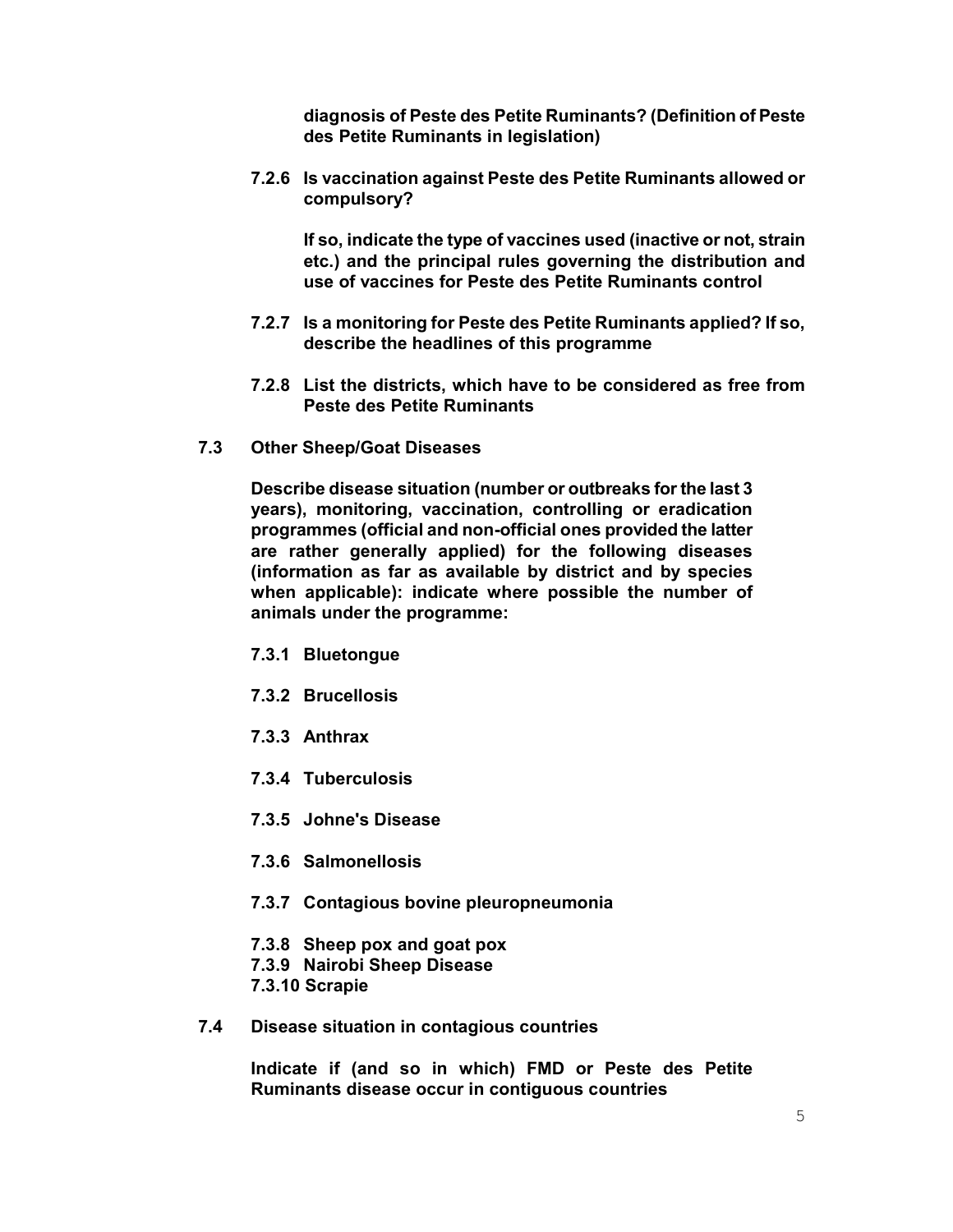**diagnosis of Peste des Petite Ruminants? (Definition of Peste des Petite Ruminants in legislation)**

**7.2.6 Is vaccination against Peste des Petite Ruminants allowed or compulsory?**

**If so, indicate the type of vaccines used (inactive or not, strain etc.) and the principal rules governing the distribution and use of vaccines for Peste des Petite Ruminants control**

**7.2.7 Is a monitoring for Peste des Petite Ruminants applied? If so, describe the headlines of this programme**

**7.2.8 List the districts, which have to be considered as free from Peste des Petite Ruminants**

**7.3 Other Sheep/Goat Diseases**

**Describe disease situation (number or outbreaks for the last 3 years), monitoring, vaccination, controlling or eradication programmes (official and non-official ones provided the latter are rather generally applied) for the following diseases (information as far as available by district and by species when applicable): indicate where possible the number of animals under the programme:**

**7.3.1 Bluetongue**

**7.3.2 Brucellosis**

**7.3.3 Anthrax**

**7.3.4 Tuberculosis**

**7.3.5 Johne's Disease**

**7.3.6 Salmonellosis**

**7.3.7 Contagious bovine pleuropneumonia**

**7.3.8 Sheep pox and goat pox**
**7.3.9 Nairobi Sheep Disease**
**7.3.10 Scrapie**

**7.4 Disease situation in contagious countries**

**Indicate if (and so in which) FMD or Peste des Petite Ruminants disease occur in contiguous countries**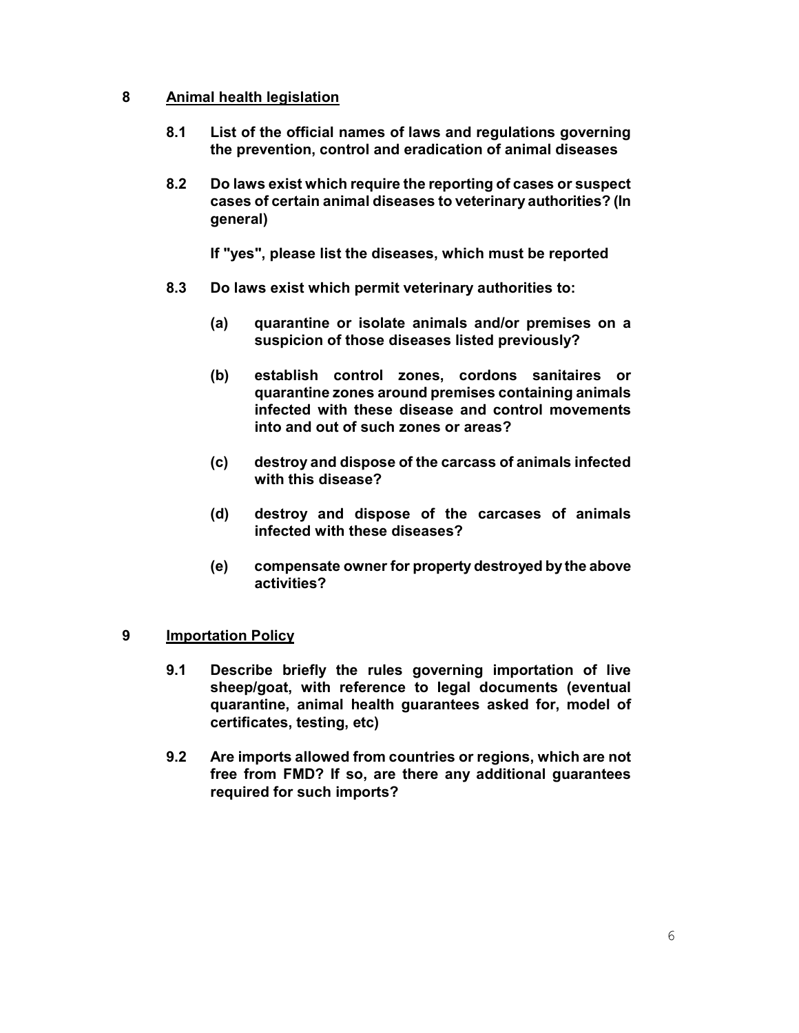## 8 Animal health legislation

**8.1 List of the official names of laws and regulations governing the prevention, control and eradication of animal diseases**

**8.2 Do laws exist which require the reporting of cases or suspect cases of certain animal diseases to veterinary authorities? (In general)**

**If "yes", please list the diseases, which must be reported**

**8.3 Do laws exist which permit veterinary authorities to:**

**(a) quarantine or isolate animals and/or premises on a suspicion of those diseases listed previously?**

**(b) establish control zones, cordons sanitaires or quarantine zones around premises containing animals infected with these disease and control movements into and out of such zones or areas?**

**(c) destroy and dispose of the carcass of animals infected with this disease?**

**(d) destroy and dispose of the carcases of animals infected with these diseases?**

**(e) compensate owner for property destroyed by the above activities?**

## 9 Importation Policy

**9.1 Describe briefly the rules governing importation of live sheep/goat, with reference to legal documents (eventual quarantine, animal health guarantees asked for, model of certificates, testing, etc)**

**9.2 Are imports allowed from countries or regions, which are not free from FMD? If so, are there any additional guarantees required for such imports?**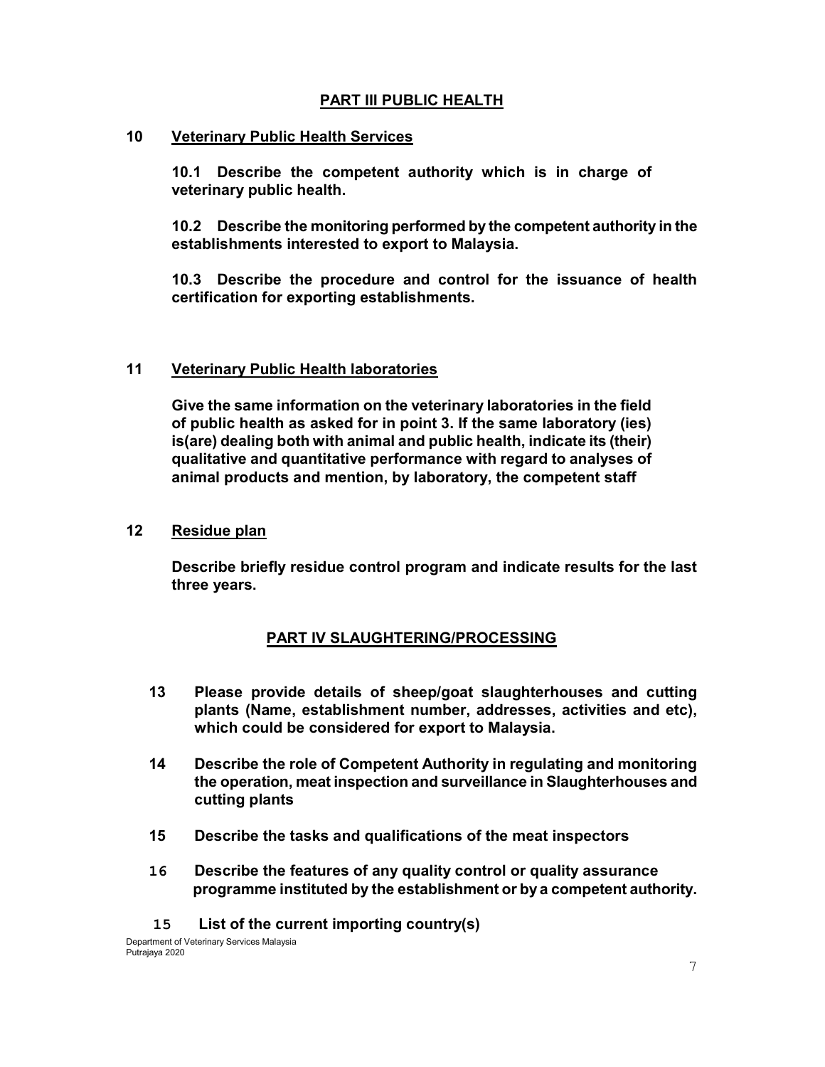## PART III PUBLIC HEALTH

### 10 Veterinary Public Health Services

**10.1 Describe the competent authority which is in charge of veterinary public health.**

**10.2 Describe the monitoring performed by the competent authority in the establishments interested to export to Malaysia.**

**10.3 Describe the procedure and control for the issuance of health certification for exporting establishments.**

### 11 Veterinary Public Health laboratories

**Give the same information on the veterinary laboratories in the field of public health as asked for in point 3. If the same laboratory (ies) is(are) dealing both with animal and public health, indicate its (their) qualitative and quantitative performance with regard to analyses of animal products and mention, by laboratory, the competent staff**

### 12 Residue plan

**Describe briefly residue control program and indicate results for the last three years.**

## PART IV SLAUGHTERING/PROCESSING

**13 Please provide details of sheep/goat slaughterhouses and cutting plants (Name, establishment number, addresses, activities and etc), which could be considered for export to Malaysia.**

**14 Describe the role of Competent Authority in regulating and monitoring the operation, meat inspection and surveillance in Slaughterhouses and cutting plants**

**15 Describe the tasks and qualifications of the meat inspectors**

**16 Describe the features of any quality control or quality assurance programme instituted by the establishment or by a competent authority.**

**15 List of the current importing country(s)**

Department of Veterinary Services Malaysia
Putrajaya 2020